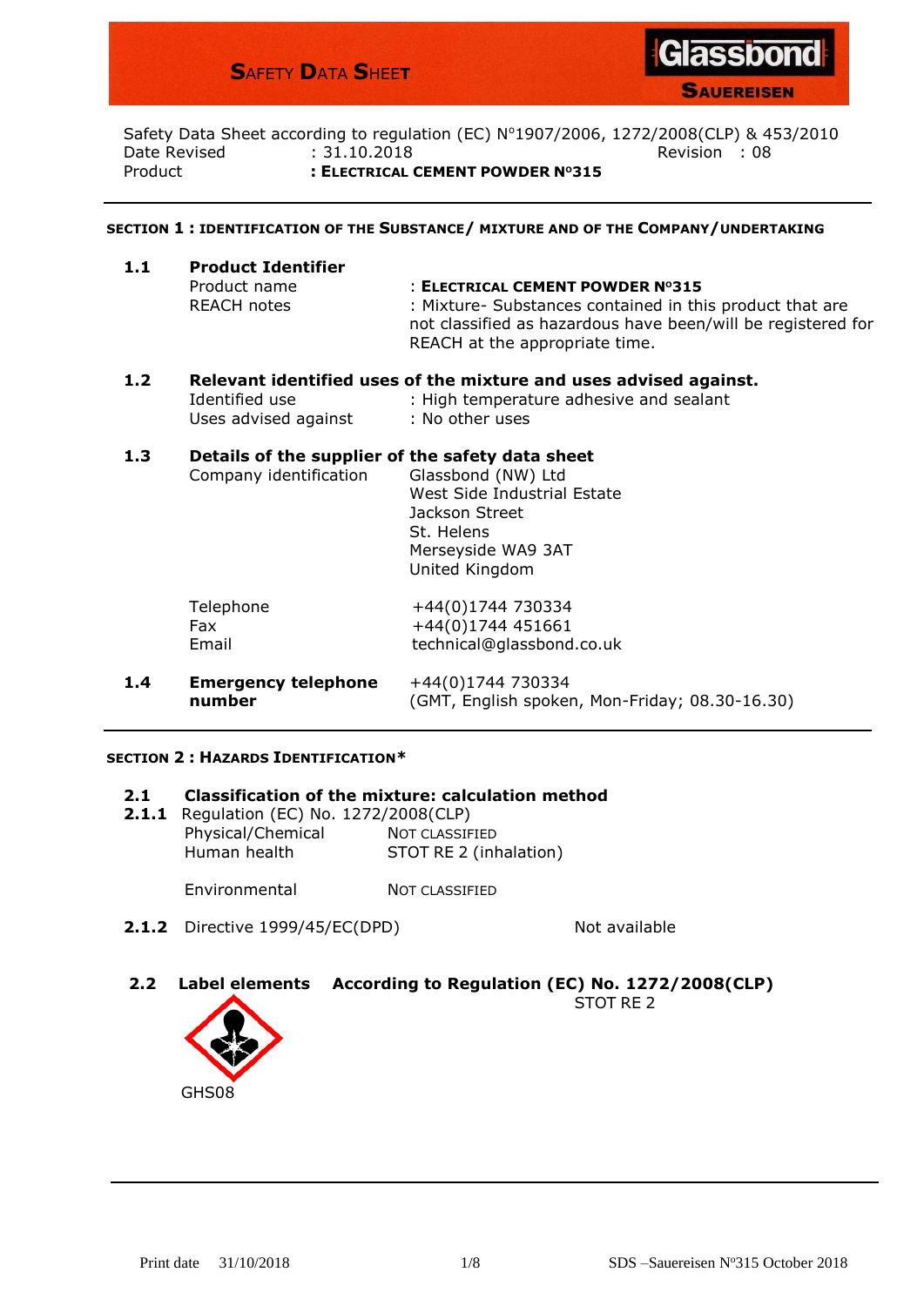# SAFETY DATA SHEET

**Glassbond**
**SAUEREISEN**

Safety Data Sheet according to regulation (EC) N°1907/2006, 1272/2008(CLP) & 453/2010

Date Revised : 31.10.2018 Revision : 08

Product : **ELECTRICAL CEMENT POWDER N°315**

## SECTION 1 : IDENTIFICATION OF THE SUBSTANCE/ MIXTURE AND OF THE COMPANY/UNDERTAKING

### 1.1 Product Identifier

| | |
|---|---|
| Product name | : **ELECTRICAL CEMENT POWDER N°315** |
| REACH notes | : Mixture- Substances contained in this product that are not classified as hazardous have been/will be registered for REACH at the appropriate time. |

### 1.2 Relevant identified uses of the mixture and uses advised against.

| | |
|---|---|
| Identified use | : High temperature adhesive and sealant |
| Uses advised against | : No other uses |

### 1.3 Details of the supplier of the safety data sheet

Company identification
Glassbond (NW) Ltd
West Side Industrial Estate
Jackson Street
St. Helens
Merseyside WA9 3AT
United Kingdom

| | |
|---|---|
| Telephone | +44(0)1744 730334 |
| Fax | +44(0)1744 451661 |
| Email | technical@glassbond.co.uk |

### 1.4 Emergency telephone number

+44(0)1744 730334
(GMT, English spoken, Mon-Friday; 08.30-16.30)

## SECTION 2 : HAZARDS IDENTIFICATION*

### 2.1 Classification of the mixture: calculation method

**2.1.1** Regulation (EC) No. 1272/2008(CLP)

| | |
|---|---|
| Physical/Chemical | NOT CLASSIFIED |
| Human health | STOT RE 2 (inhalation) |
| Environmental | NOT CLASSIFIED |

**2.1.2** Directive 1999/45/EC(DPD) Not available

### 2.2 Label elements According to Regulation (EC) No. 1272/2008(CLP)

STOT RE 2

GHS08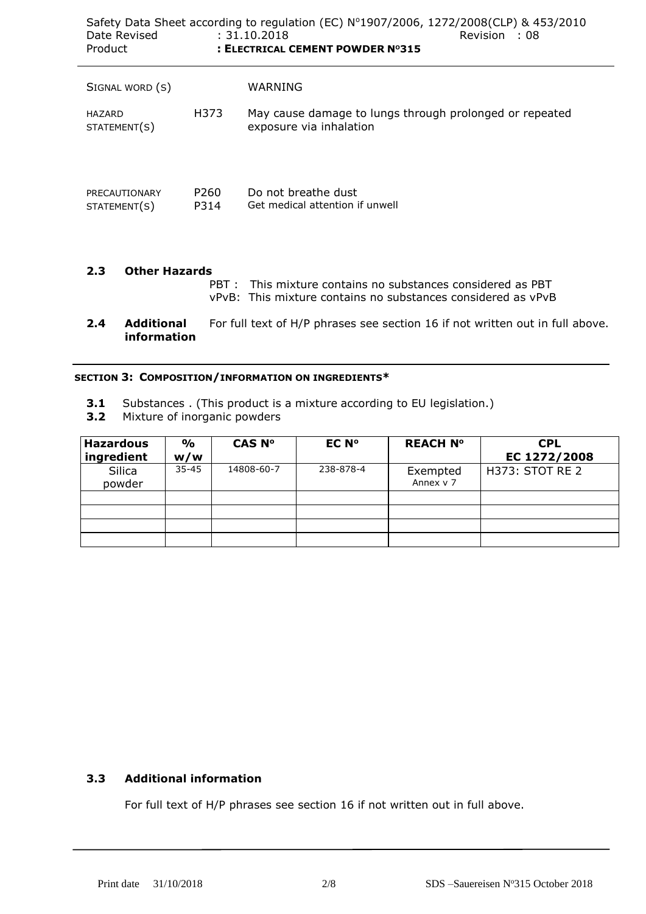| | | |
|---|---|---|
| SIGNAL WORD (S) | | WARNING |
| HAZARD STATEMENT(S) | H373 | May cause damage to lungs through prolonged or repeated exposure via inhalation |
| PRECAUTIONARY STATEMENT(S) | P260<br>P314 | Do not breathe dust<br>Get medical attention if unwell |

**2.3 Other Hazards**

PBT : This mixture contains no substances considered as PBT
vPvB: This mixture contains no substances considered as vPvB

**2.4 Additional information** For full text of H/P phrases see section 16 if not written out in full above.

## SECTION 3: COMPOSITION/INFORMATION ON INGREDIENTS*

**3.1** Substances . (This product is a mixture according to EU legislation.)
**3.2** Mixture of inorganic powders

| Hazardous ingredient | % w/w | CAS N° | EC N° | REACH N° | CPL EC 1272/2008 |
|---|---|---|---|---|---|
| Silica powder | 35-45 | 14808-60-7 | 238-878-4 | Exempted Annex v 7 | H373: STOT RE 2 |
| | | | | | |
| | | | | | |
| | | | | | |
| | | | | | |

**3.3 Additional information**

For full text of H/P phrases see section 16 if not written out in full above.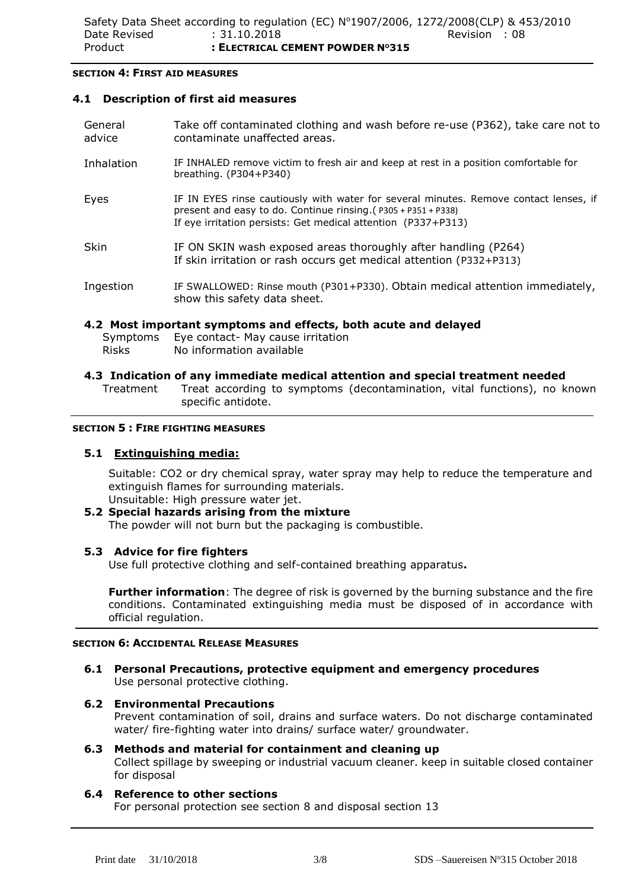## SECTION 4: FIRST AID MEASURES

### 4.1 Description of first aid measures

| | |
|---|---|
| General advice | Take off contaminated clothing and wash before re-use (P362), take care not to contaminate unaffected areas. |
| Inhalation | IF INHALED remove victim to fresh air and keep at rest in a position comfortable for breathing. (P304+P340) |
| Eyes | IF IN EYES rinse cautiously with water for several minutes. Remove contact lenses, if present and easy to do. Continue rinsing.( P305 + P351 + P338) If eye irritation persists: Get medical attention (P337+P313) |
| Skin | IF ON SKIN wash exposed areas thoroughly after handling (P264) If skin irritation or rash occurs get medical attention (P332+P313) |
| Ingestion | IF SWALLOWED: Rinse mouth (P301+P330). Obtain medical attention immediately, show this safety data sheet. |

### 4.2 Most important symptoms and effects, both acute and delayed

Symptoms Eye contact- May cause irritation
Risks No information available

### 4.3 Indication of any immediate medical attention and special treatment needed

Treatment Treat according to symptoms (decontamination, vital functions), no known specific antidote.

## SECTION 5 : FIRE FIGHTING MEASURES

### 5.1 Extinguishing media:

Suitable: CO2 or dry chemical spray, water spray may help to reduce the temperature and extinguish flames for surrounding materials.
Unsuitable: High pressure water jet.

### 5.2 Special hazards arising from the mixture

The powder will not burn but the packaging is combustible.

### 5.3 Advice for fire fighters

Use full protective clothing and self-contained breathing apparatus**.**

**Further information**: The degree of risk is governed by the burning substance and the fire conditions. Contaminated extinguishing media must be disposed of in accordance with official regulation.

## SECTION 6: ACCIDENTAL RELEASE MEASURES

### 6.1 Personal Precautions, protective equipment and emergency procedures

Use personal protective clothing.

### 6.2 Environmental Precautions

Prevent contamination of soil, drains and surface waters. Do not discharge contaminated water/ fire-fighting water into drains/ surface water/ groundwater.

### 6.3 Methods and material for containment and cleaning up

Collect spillage by sweeping or industrial vacuum cleaner. keep in suitable closed container for disposal

### 6.4 Reference to other sections

For personal protection see section 8 and disposal section 13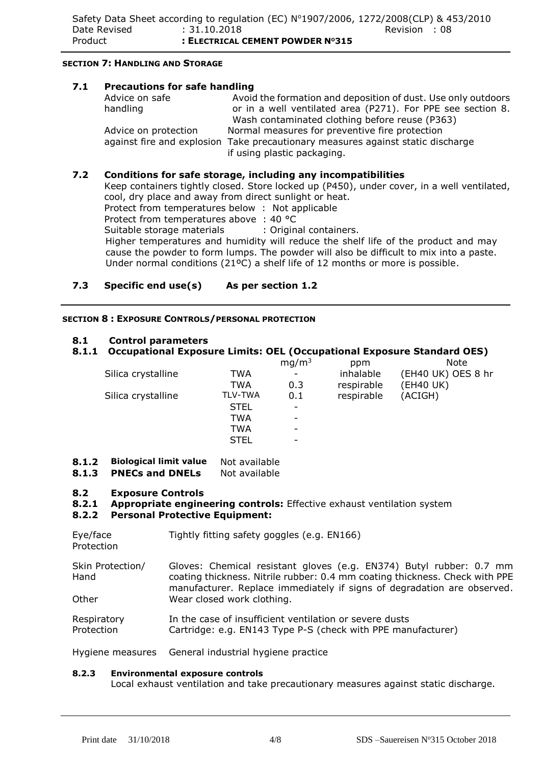## SECTION 7: HANDLING AND STORAGE

### 7.1 Precautions for safe handling

| | |
|---|---|
| Advice on safe handling | Avoid the formation and deposition of dust. Use only outdoors or in a well ventilated area (P271). For PPE see section 8. Wash contaminated clothing before reuse (P363) |
| Advice on protection against fire and explosion | Normal measures for preventive fire protection. Take precautionary measures against static discharge if using plastic packaging. |

### 7.2 Conditions for safe storage, including any incompatibilities

Keep containers tightly closed. Store locked up (P450), under cover, in a well ventilated, cool, dry place and away from direct sunlight or heat.

Protect from temperatures below : Not applicable

Protect from temperatures above : 40 °C

Suitable storage materials : Original containers.

Higher temperatures and humidity will reduce the shelf life of the product and may cause the powder to form lumps. The powder will also be difficult to mix into a paste. Under normal conditions (21ºC) a shelf life of 12 months or more is possible.

### 7.3 Specific end use(s) As per section 1.2

## SECTION 8 : EXPOSURE CONTROLS/PERSONAL PROTECTION

### 8.1 Control parameters

#### 8.1.1 Occupational Exposure Limits: OEL (Occupational Exposure Standard OES)

| | | $mg/m^3$ | ppm | Note |
|---|---|---|---|---|
| Silica crystalline | TWA | - | inhalable | (EH40 UK) OES 8 hr |
| | TWA | 0.3 | respirable | (EH40 UK) |
| Silica crystalline | TLV-TWA | 0.1 | respirable | (ACIGH) |
| | STEL | - | | |
| | TWA | - | | |
| | TWA | - | | |
| | STEL | - | | |

**8.1.2 Biological limit value** Not available

**8.1.3 PNECs and DNELs** Not available

### 8.2 Exposure Controls

**8.2.1 Appropriate engineering controls:** Effective exhaust ventilation system

**8.2.2 Personal Protective Equipment:**

| | |
|---|---|
| Eye/face Protection | Tightly fitting safety goggles (e.g. EN166) |
| Skin Protection/ Hand | Gloves: Chemical resistant gloves (e.g. EN374) Butyl rubber: 0.7 mm coating thickness. Nitrile rubber: 0.4 mm coating thickness. Check with PPE manufacturer. Replace immediately if signs of degradation are observed. |
| Other | Wear closed work clothing. |
| Respiratory Protection | In the case of insufficient ventilation or severe dusts<br>Cartridge: e.g. EN143 Type P-S (check with PPE manufacturer) |
| Hygiene measures | General industrial hygiene practice |

**8.2.3 Environmental exposure controls**

Local exhaust ventilation and take precautionary measures against static discharge.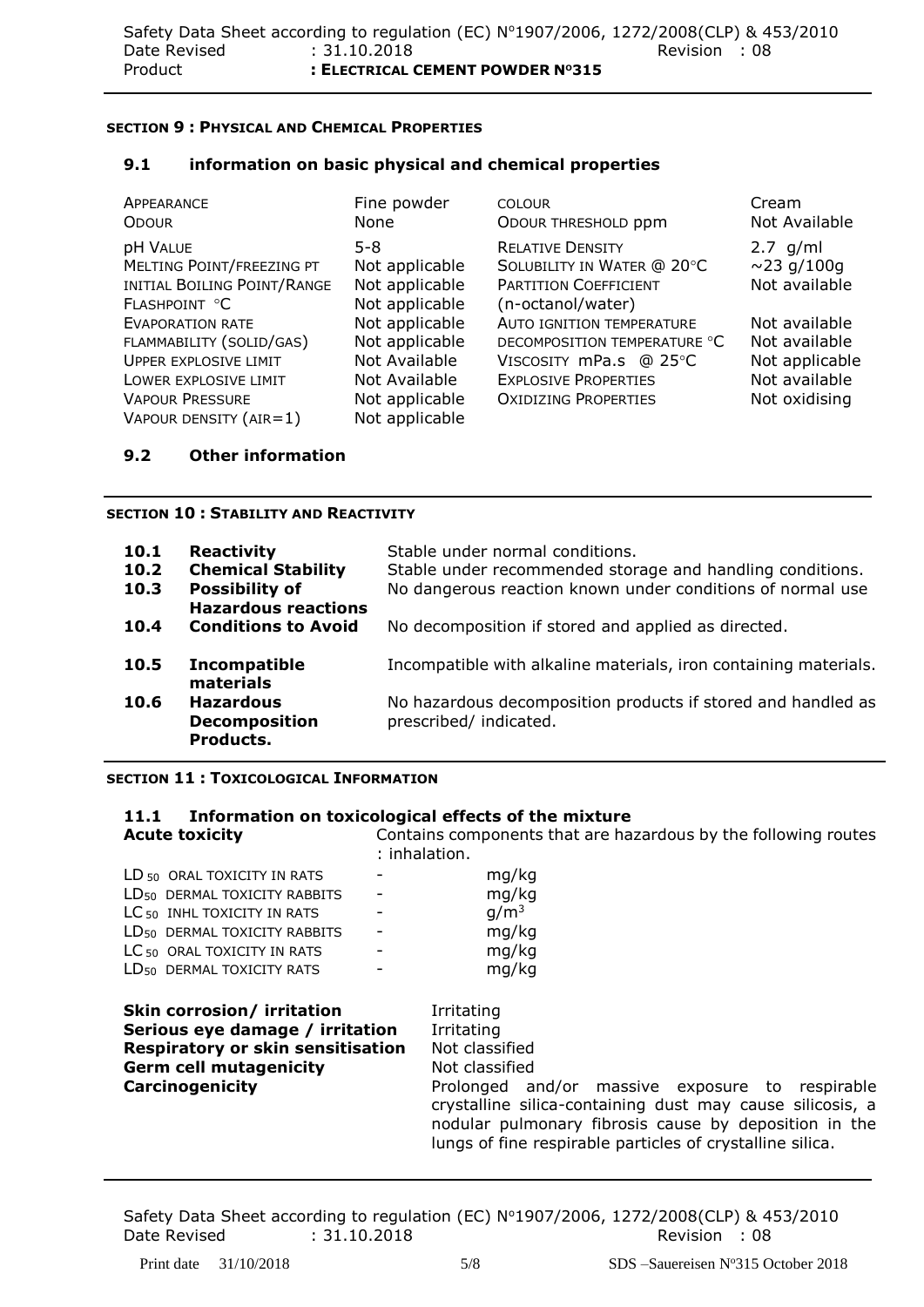#### SECTION 9 : PHYSICAL AND CHEMICAL PROPERTIES

### 9.1 information on basic physical and chemical properties

| | | | |
|---|---|---|---|
| APPEARANCE | Fine powder | COLOUR | Cream |
| ODOUR | None | ODOUR THRESHOLD ppm | Not Available |
| pH VALUE | 5-8 | RELATIVE DENSITY | 2.7 g/ml |
| MELTING POINT/FREEZING PT | Not applicable | SOLUBILITY IN WATER @ 20°C | ~23 g/100g |
| INITIAL BOILING POINT/RANGE | Not applicable | PARTITION COEFFICIENT (n-octanol/water) | Not available |
| FLASHPOINT °C | Not applicable | | |
| EVAPORATION RATE | Not applicable | AUTO IGNITION TEMPERATURE | Not available |
| FLAMMABILITY (SOLID/GAS) | Not applicable | DECOMPOSITION TEMPERATURE °C | Not available |
| UPPER EXPLOSIVE LIMIT | Not Available | VISCOSITY mPa.s @ 25°C | Not applicable |
| LOWER EXPLOSIVE LIMIT | Not Available | EXPLOSIVE PROPERTIES | Not available |
| VAPOUR PRESSURE | Not applicable | OXIDIZING PROPERTIES | Not oxidising |
| VAPOUR DENSITY (AIR=1) | Not applicable | | |

### 9.2 Other information

#### SECTION 10 : STABILITY AND REACTIVITY

| | | |
|---|---|---|
| **10.1** | **Reactivity** | Stable under normal conditions. |
| **10.2** | **Chemical Stability** | Stable under recommended storage and handling conditions. |
| **10.3** | **Possibility of Hazardous reactions** | No dangerous reaction known under conditions of normal use |
| **10.4** | **Conditions to Avoid** | No decomposition if stored and applied as directed. |
| **10.5** | **Incompatible materials** | Incompatible with alkaline materials, iron containing materials. |
| **10.6** | **Hazardous Decomposition Products.** | No hazardous decomposition products if stored and handled as prescribed/ indicated. |

#### SECTION 11 : TOXICOLOGICAL INFORMATION

### 11.1 Information on toxicological effects of the mixture

**Acute toxicity** Contains components that are hazardous by the following routes : inhalation.

| | | |
|---|---|---|
| $LD_{50}$ ORAL TOXICITY IN RATS | - | mg/kg |
| $LD_{50}$ DERMAL TOXICITY RABBITS | - | mg/kg |
| $LC_{50}$ INHL TOXICITY IN RATS | - | $g/m^3$ |
| $LD_{50}$ DERMAL TOXICITY RABBITS | - | mg/kg |
| $LC_{50}$ ORAL TOXICITY IN RATS | - | mg/kg |
| $LD_{50}$ DERMAL TOXICITY RATS | - | mg/kg |

| | |
|---|---|
| **Skin corrosion/ irritation** | Irritating |
| **Serious eye damage / irritation** | Irritating |
| **Respiratory or skin sensitisation** | Not classified |
| **Germ cell mutagenicity** | Not classified |
| **Carcinogenicity** | Prolonged and/or massive exposure to respirable crystalline silica-containing dust may cause silicosis, a nodular pulmonary fibrosis cause by deposition in the lungs of fine respirable particles of crystalline silica. |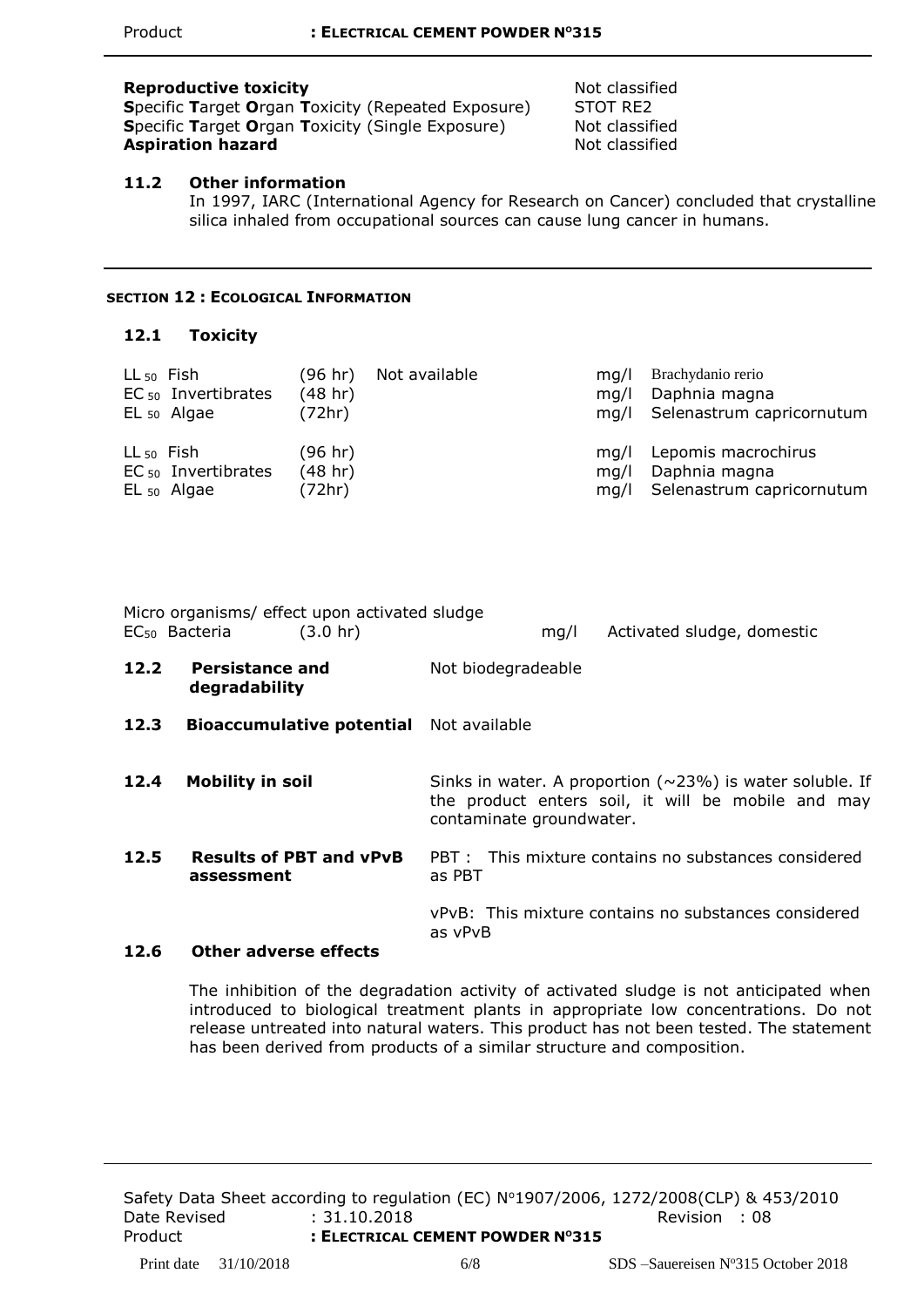| | |
|---|---|
| **Reproductive toxicity** | Not classified |
| **S**pecific **T**arget **O**rgan **T**oxicity (Repeated Exposure) | STOT RE2 |
| **S**pecific **T**arget **O**rgan **T**oxicity (Single Exposure) | Not classified |
| **Aspiration hazard** | Not classified |

### 11.2 Other information

In 1997, IARC (International Agency for Research on Cancer) concluded that crystalline silica inhaled from occupational sources can cause lung cancer in humans.

## SECTION 12 : ECOLOGICAL INFORMATION

### 12.1 Toxicity

| | | | | |
|---|---|---|---|---|
| $LL_{50}$ Fish | (96 hr) | Not available | mg/l | Brachydanio rerio |
| $EC_{50}$ Invertibrates | (48 hr) | | mg/l | Daphnia magna |
| $EL_{50}$ Algae | (72hr) | | mg/l | Selenastrum capricornutum |
| $LL_{50}$ Fish | (96 hr) | | mg/l | Lepomis macrochirus |
| $EC_{50}$ Invertibrates | (48 hr) | | mg/l | Daphnia magna |
| $EL_{50}$ Algae | (72hr) | | mg/l | Selenastrum capricornutum |

Micro organisms/ effect upon activated sludge

| | | | | |
|---|---|---|---|---|
| $EC_{50}$ Bacteria | (3.0 hr) | | mg/l | Activated sludge, domestic |

| | | |
|---|---|---|
| **12.2** | **Persistance and degradability** | Not biodegradeable |
| **12.3** | **Bioaccumulative potential** | Not available |
| **12.4** | **Mobility in soil** | Sinks in water. A proportion (~23%) is water soluble. If the product enters soil, it will be mobile and may contaminate groundwater. |
| **12.5** | **Results of PBT and vPvB assessment** | PBT : This mixture contains no substances considered as PBT<br><br>vPvB: This mixture contains no substances considered as vPvB |

### 12.6 Other adverse effects

The inhibition of the degradation activity of activated sludge is not anticipated when introduced to biological treatment plants in appropriate low concentrations. Do not release untreated into natural waters. This product has not been tested. The statement has been derived from products of a similar structure and composition.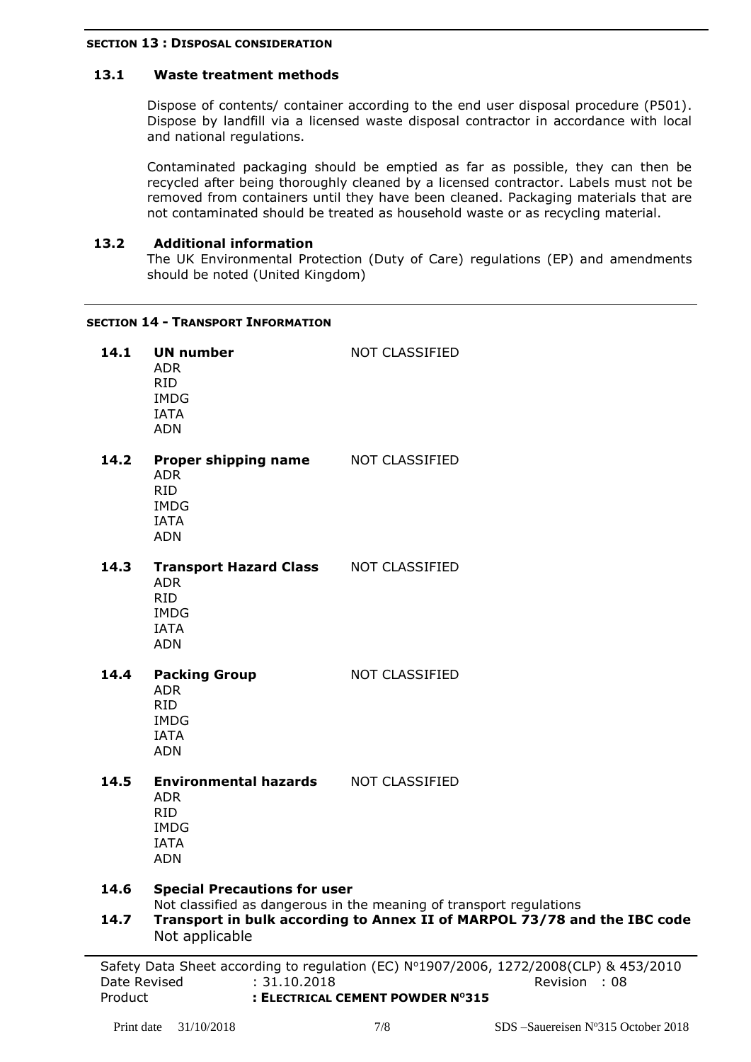## SECTION 13 : DISPOSAL CONSIDERATION

### 13.1 Waste treatment methods

Dispose of contents/ container according to the end user disposal procedure (P501). Dispose by landfill via a licensed waste disposal contractor in accordance with local and national regulations.

Contaminated packaging should be emptied as far as possible, they can then be recycled after being thoroughly cleaned by a licensed contractor. Labels must not be removed from containers until they have been cleaned. Packaging materials that are not contaminated should be treated as household waste or as recycling material.

### 13.2 Additional information

The UK Environmental Protection (Duty of Care) regulations (EP) and amendments should be noted (United Kingdom)

## SECTION 14 - TRANSPORT INFORMATION

**14.1 UN number** — NOT CLASSIFIED
ADR
RID
IMDG
IATA
ADN

**14.2 Proper shipping name** — NOT CLASSIFIED
ADR
RID
IMDG
IATA
ADN

**14.3 Transport Hazard Class** — NOT CLASSIFIED
ADR
RID
IMDG
IATA
ADN

**14.4 Packing Group** — NOT CLASSIFIED
ADR
RID
IMDG
IATA
ADN

**14.5 Environmental hazards** — NOT CLASSIFIED
ADR
RID
IMDG
IATA
ADN

**14.6 Special Precautions for user**
Not classified as dangerous in the meaning of transport regulations

**14.7 Transport in bulk according to Annex II of MARPOL 73/78 and the IBC code**
Not applicable

Safety Data Sheet according to regulation (EC) Nº1907/2006, 1272/2008(CLP) & 453/2010
Date Revised : 31.10.2018 Revision : 08
Product : **ELECTRICAL CEMENT POWDER Nº315**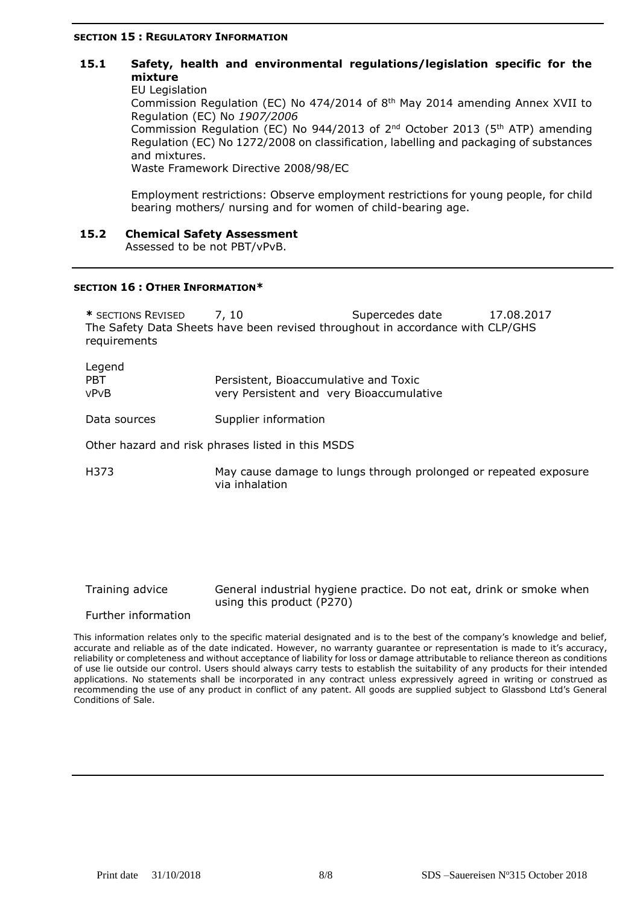## SECTION 15 : REGULATORY INFORMATION

### 15.1 Safety, health and environmental regulations/legislation specific for the mixture

EU Legislation

Commission Regulation (EC) No 474/2014 of 8th May 2014 amending Annex XVII to Regulation (EC) No *1907/2006*

Commission Regulation (EC) No 944/2013 of 2nd October 2013 (5th ATP) amending Regulation (EC) No 1272/2008 on classification, labelling and packaging of substances and mixtures.

Waste Framework Directive 2008/98/EC

Employment restrictions: Observe employment restrictions for young people, for child bearing mothers/ nursing and for women of child-bearing age.

### 15.2 Chemical Safety Assessment

Assessed to be not PBT/vPvB.

## SECTION 16 : OTHER INFORMATION*

| | | | |
|---|---|---|---|
| * SECTIONS REVISED | 7, 10 | Supercedes date | 17.08.2017 |

The Safety Data Sheets have been revised throughout in accordance with CLP/GHS requirements

Legend

| | |
|---|---|
| PBT | Persistent, Bioaccumulative and Toxic |
| vPvB | very Persistent and very Bioaccumulative |

| | |
|---|---|
| Data sources | Supplier information |

Other hazard and risk phrases listed in this MSDS

| | |
|---|---|
| H373 | May cause damage to lungs through prolonged or repeated exposure via inhalation |

| | |
|---|---|
| Training advice | General industrial hygiene practice. Do not eat, drink or smoke when using this product (P270) |

Further information

This information relates only to the specific material designated and is to the best of the company's knowledge and belief, accurate and reliable as of the date indicated. However, no warranty guarantee or representation is made to it's accuracy, reliability or completeness and without acceptance of liability for loss or damage attributable to reliance thereon as conditions of use lie outside our control. Users should always carry tests to establish the suitability of any products for their intended applications. No statements shall be incorporated in any contract unless expressively agreed in writing or construed as recommending the use of any product in conflict of any patent. All goods are supplied subject to Glassbond Ltd's General Conditions of Sale.